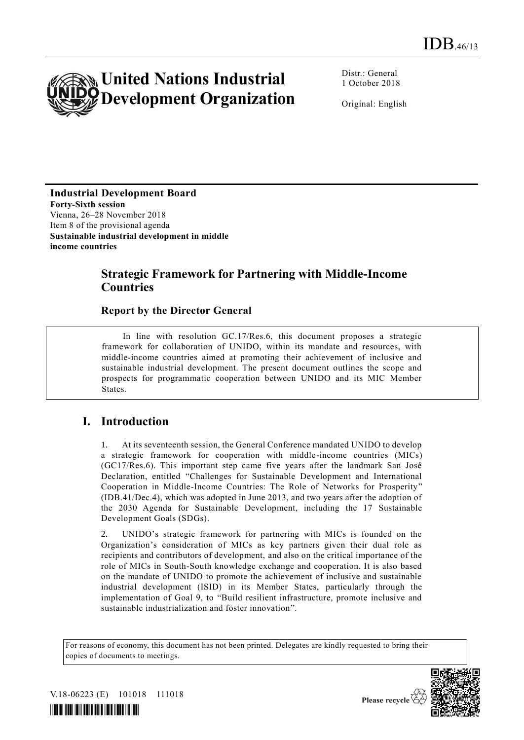IDB.46/13

# United Nations Industrial Development Organization

Distr.: General
1 October 2018

Original: English

**Industrial Development Board**
**Forty-Sixth session**
Vienna, 26–28 November 2018
Item 8 of the provisional agenda
**Sustainable industrial development in middle income countries**

## Strategic Framework for Partnering with Middle-Income Countries

### Report by the Director General

In line with resolution GC.17/Res.6, this document proposes a strategic framework for collaboration of UNIDO, within its mandate and resources, with middle-income countries aimed at promoting their achievement of inclusive and sustainable industrial development. The present document outlines the scope and prospects for programmatic cooperation between UNIDO and its MIC Member States.

## I. Introduction

1. At its seventeenth session, the General Conference mandated UNIDO to develop a strategic framework for cooperation with middle-income countries (MICs) (GC17/Res.6). This important step came five years after the landmark San José Declaration, entitled "Challenges for Sustainable Development and International Cooperation in Middle-Income Countries: The Role of Networks for Prosperity" (IDB.41/Dec.4), which was adopted in June 2013, and two years after the adoption of the 2030 Agenda for Sustainable Development, including the 17 Sustainable Development Goals (SDGs).

2. UNIDO's strategic framework for partnering with MICs is founded on the Organization's consideration of MICs as key partners given their dual role as recipients and contributors of development, and also on the critical importance of the role of MICs in South-South knowledge exchange and cooperation. It is also based on the mandate of UNIDO to promote the achievement of inclusive and sustainable industrial development (ISID) in its Member States, particularly through the implementation of Goal 9, to "Build resilient infrastructure, promote inclusive and sustainable industrialization and foster innovation".

For reasons of economy, this document has not been printed. Delegates are kindly requested to bring their copies of documents to meetings.

V.18-06223 (E) 101018 111018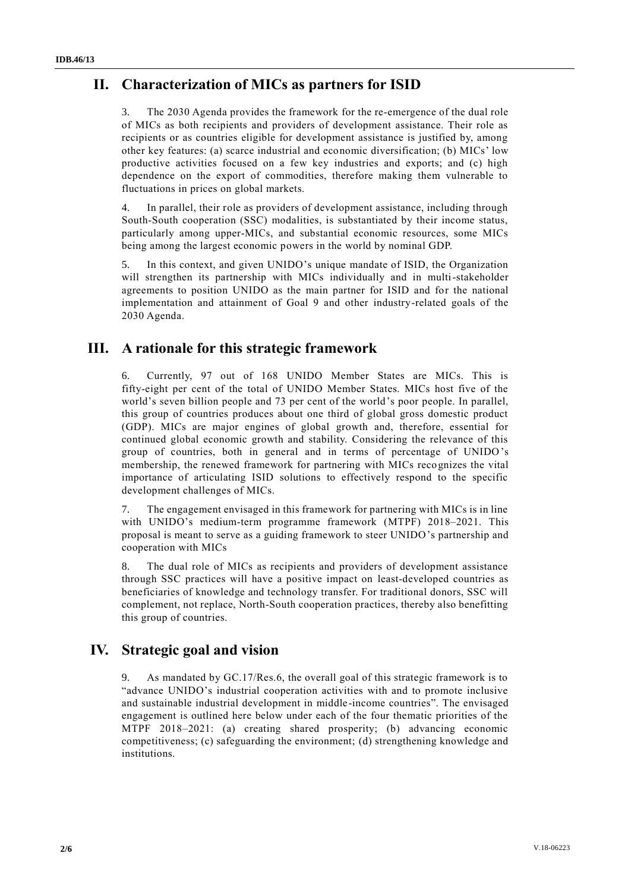## II. Characterization of MICs as partners for ISID

3. The 2030 Agenda provides the framework for the re-emergence of the dual role of MICs as both recipients and providers of development assistance. Their role as recipients or as countries eligible for development assistance is justified by, among other key features: (a) scarce industrial and economic diversification; (b) MICs' low productive activities focused on a few key industries and exports; and (c) high dependence on the export of commodities, therefore making them vulnerable to fluctuations in prices on global markets.

4. In parallel, their role as providers of development assistance, including through South-South cooperation (SSC) modalities, is substantiated by their income status, particularly among upper-MICs, and substantial economic resources, some MICs being among the largest economic powers in the world by nominal GDP.

5. In this context, and given UNIDO's unique mandate of ISID, the Organization will strengthen its partnership with MICs individually and in multi-stakeholder agreements to position UNIDO as the main partner for ISID and for the national implementation and attainment of Goal 9 and other industry-related goals of the 2030 Agenda.

## III. A rationale for this strategic framework

6. Currently, 97 out of 168 UNIDO Member States are MICs. This is fifty-eight per cent of the total of UNIDO Member States. MICs host five of the world's seven billion people and 73 per cent of the world's poor people. In parallel, this group of countries produces about one third of global gross domestic product (GDP). MICs are major engines of global growth and, therefore, essential for continued global economic growth and stability. Considering the relevance of this group of countries, both in general and in terms of percentage of UNIDO's membership, the renewed framework for partnering with MICs recognizes the vital importance of articulating ISID solutions to effectively respond to the specific development challenges of MICs.

7. The engagement envisaged in this framework for partnering with MICs is in line with UNIDO's medium-term programme framework (MTPF) 2018–2021. This proposal is meant to serve as a guiding framework to steer UNIDO's partnership and cooperation with MICs

8. The dual role of MICs as recipients and providers of development assistance through SSC practices will have a positive impact on least-developed countries as beneficiaries of knowledge and technology transfer. For traditional donors, SSC will complement, not replace, North-South cooperation practices, thereby also benefitting this group of countries.

## IV. Strategic goal and vision

9. As mandated by GC.17/Res.6, the overall goal of this strategic framework is to "advance UNIDO's industrial cooperation activities with and to promote inclusive and sustainable industrial development in middle-income countries". The envisaged engagement is outlined here below under each of the four thematic priorities of the MTPF 2018–2021: (a) creating shared prosperity; (b) advancing economic competitiveness; (c) safeguarding the environment; (d) strengthening knowledge and institutions.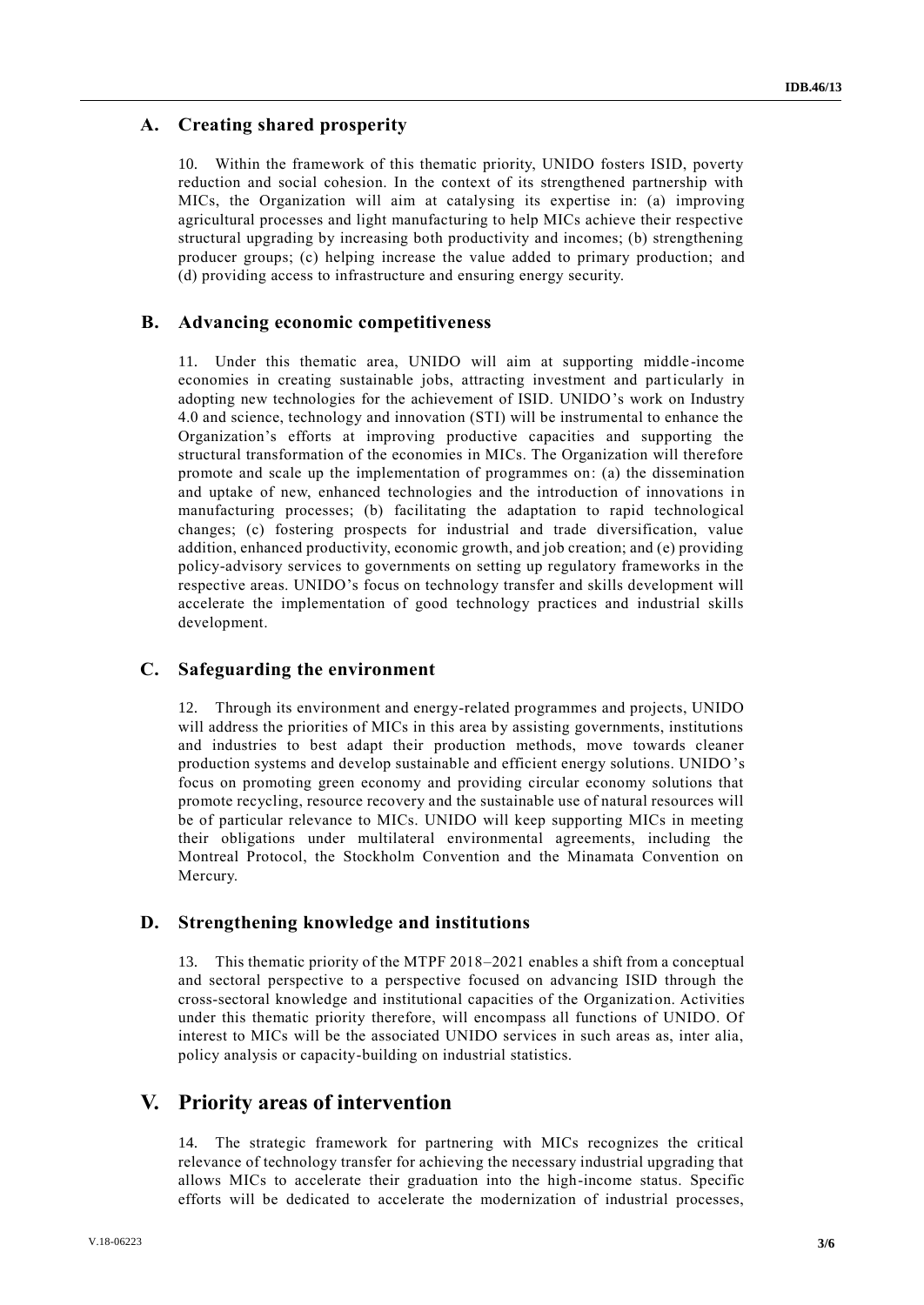## A. Creating shared prosperity

10. Within the framework of this thematic priority, UNIDO fosters ISID, poverty reduction and social cohesion. In the context of its strengthened partnership with MICs, the Organization will aim at catalysing its expertise in: (a) improving agricultural processes and light manufacturing to help MICs achieve their respective structural upgrading by increasing both productivity and incomes; (b) strengthening producer groups; (c) helping increase the value added to primary production; and (d) providing access to infrastructure and ensuring energy security.

## B. Advancing economic competitiveness

11. Under this thematic area, UNIDO will aim at supporting middle-income economies in creating sustainable jobs, attracting investment and particularly in adopting new technologies for the achievement of ISID. UNIDO's work on Industry 4.0 and science, technology and innovation (STI) will be instrumental to enhance the Organization's efforts at improving productive capacities and supporting the structural transformation of the economies in MICs. The Organization will therefore promote and scale up the implementation of programmes on: (a) the dissemination and uptake of new, enhanced technologies and the introduction of innovations in manufacturing processes; (b) facilitating the adaptation to rapid technological changes; (c) fostering prospects for industrial and trade diversification, value addition, enhanced productivity, economic growth, and job creation; and (e) providing policy-advisory services to governments on setting up regulatory frameworks in the respective areas. UNIDO's focus on technology transfer and skills development will accelerate the implementation of good technology practices and industrial skills development.

## C. Safeguarding the environment

12. Through its environment and energy-related programmes and projects, UNIDO will address the priorities of MICs in this area by assisting governments, institutions and industries to best adapt their production methods, move towards cleaner production systems and develop sustainable and efficient energy solutions. UNIDO's focus on promoting green economy and providing circular economy solutions that promote recycling, resource recovery and the sustainable use of natural resources will be of particular relevance to MICs. UNIDO will keep supporting MICs in meeting their obligations under multilateral environmental agreements, including the Montreal Protocol, the Stockholm Convention and the Minamata Convention on Mercury.

## D. Strengthening knowledge and institutions

13. This thematic priority of the MTPF 2018–2021 enables a shift from a conceptual and sectoral perspective to a perspective focused on advancing ISID through the cross-sectoral knowledge and institutional capacities of the Organization. Activities under this thematic priority therefore, will encompass all functions of UNIDO. Of interest to MICs will be the associated UNIDO services in such areas as, inter alia, policy analysis or capacity-building on industrial statistics.

# V. Priority areas of intervention

14. The strategic framework for partnering with MICs recognizes the critical relevance of technology transfer for achieving the necessary industrial upgrading that allows MICs to accelerate their graduation into the high-income status. Specific efforts will be dedicated to accelerate the modernization of industrial processes,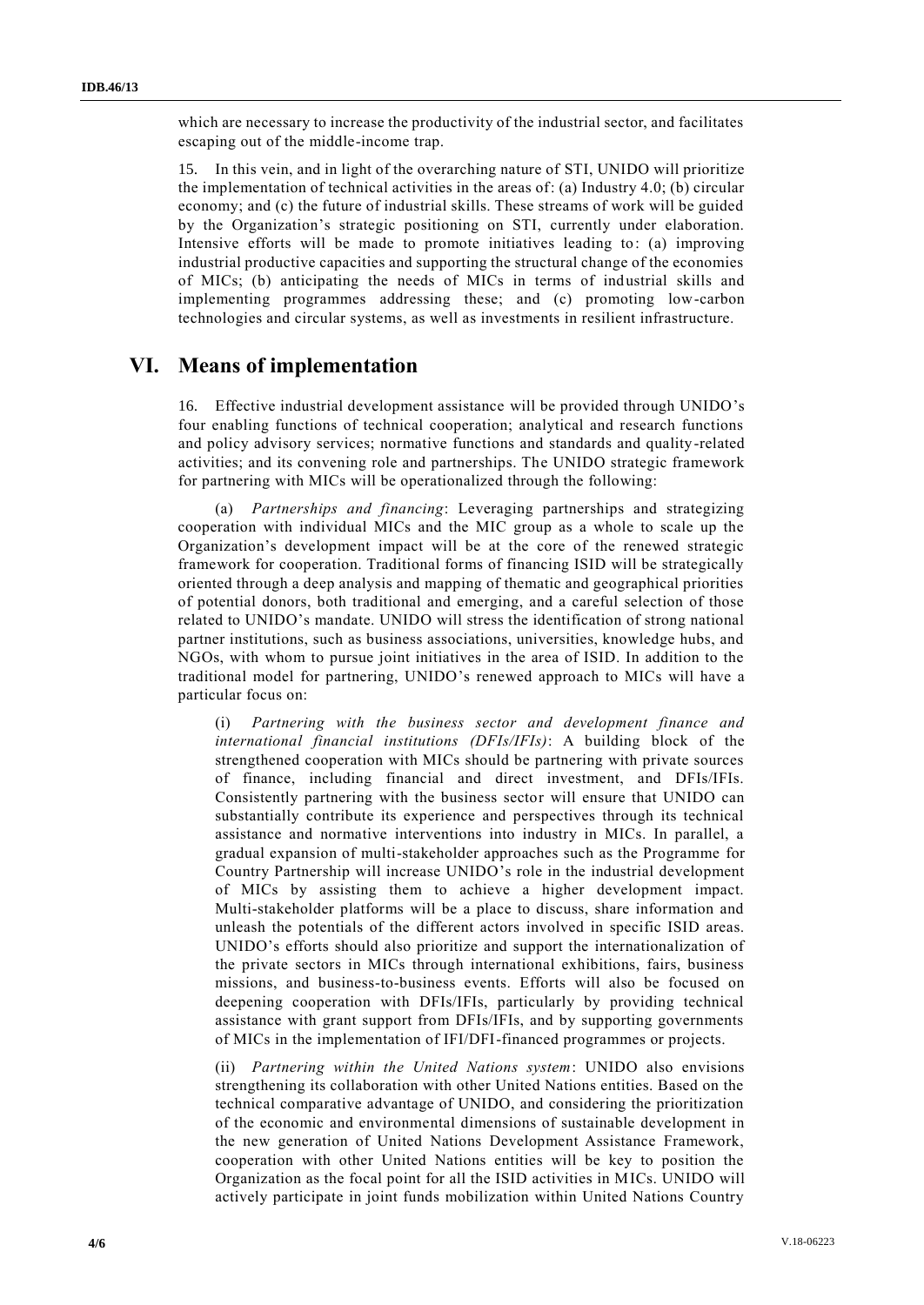which are necessary to increase the productivity of the industrial sector, and facilitates escaping out of the middle-income trap.

15. In this vein, and in light of the overarching nature of STI, UNIDO will prioritize the implementation of technical activities in the areas of: (a) Industry 4.0; (b) circular economy; and (c) the future of industrial skills. These streams of work will be guided by the Organization's strategic positioning on STI, currently under elaboration. Intensive efforts will be made to promote initiatives leading to: (a) improving industrial productive capacities and supporting the structural change of the economies of MICs; (b) anticipating the needs of MICs in terms of industrial skills and implementing programmes addressing these; and (c) promoting low-carbon technologies and circular systems, as well as investments in resilient infrastructure.

## VI. Means of implementation

16. Effective industrial development assistance will be provided through UNIDO's four enabling functions of technical cooperation; analytical and research functions and policy advisory services; normative functions and standards and quality-related activities; and its convening role and partnerships. The UNIDO strategic framework for partnering with MICs will be operationalized through the following:

(a) *Partnerships and financing*: Leveraging partnerships and strategizing cooperation with individual MICs and the MIC group as a whole to scale up the Organization's development impact will be at the core of the renewed strategic framework for cooperation. Traditional forms of financing ISID will be strategically oriented through a deep analysis and mapping of thematic and geographical priorities of potential donors, both traditional and emerging, and a careful selection of those related to UNIDO's mandate. UNIDO will stress the identification of strong national partner institutions, such as business associations, universities, knowledge hubs, and NGOs, with whom to pursue joint initiatives in the area of ISID. In addition to the traditional model for partnering, UNIDO's renewed approach to MICs will have a particular focus on:

(i) *Partnering with the business sector and development finance and international financial institutions (DFIs/IFIs)*: A building block of the strengthened cooperation with MICs should be partnering with private sources of finance, including financial and direct investment, and DFIs/IFIs. Consistently partnering with the business sector will ensure that UNIDO can substantially contribute its experience and perspectives through its technical assistance and normative interventions into industry in MICs. In parallel, a gradual expansion of multi-stakeholder approaches such as the Programme for Country Partnership will increase UNIDO's role in the industrial development of MICs by assisting them to achieve a higher development impact. Multi-stakeholder platforms will be a place to discuss, share information and unleash the potentials of the different actors involved in specific ISID areas. UNIDO's efforts should also prioritize and support the internationalization of the private sectors in MICs through international exhibitions, fairs, business missions, and business-to-business events. Efforts will also be focused on deepening cooperation with DFIs/IFIs, particularly by providing technical assistance with grant support from DFIs/IFIs, and by supporting governments of MICs in the implementation of IFI/DFI-financed programmes or projects.

(ii) *Partnering within the United Nations system*: UNIDO also envisions strengthening its collaboration with other United Nations entities. Based on the technical comparative advantage of UNIDO, and considering the prioritization of the economic and environmental dimensions of sustainable development in the new generation of United Nations Development Assistance Framework, cooperation with other United Nations entities will be key to position the Organization as the focal point for all the ISID activities in MICs. UNIDO will actively participate in joint funds mobilization within United Nations Country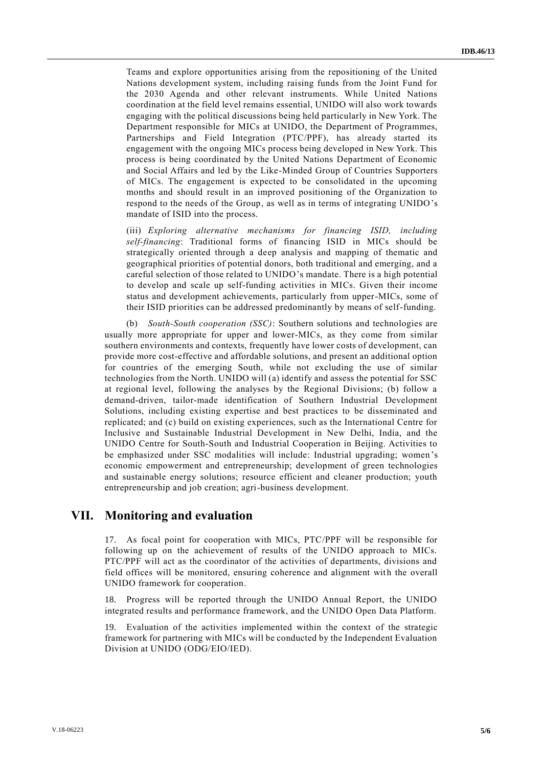Teams and explore opportunities arising from the repositioning of the United Nations development system, including raising funds from the Joint Fund for the 2030 Agenda and other relevant instruments. While United Nations coordination at the field level remains essential, UNIDO will also work towards engaging with the political discussions being held particularly in New York. The Department responsible for MICs at UNIDO, the Department of Programmes, Partnerships and Field Integration (PTC/PPF), has already started its engagement with the ongoing MICs process being developed in New York. This process is being coordinated by the United Nations Department of Economic and Social Affairs and led by the Like-Minded Group of Countries Supporters of MICs. The engagement is expected to be consolidated in the upcoming months and should result in an improved positioning of the Organization to respond to the needs of the Group, as well as in terms of integrating UNIDO's mandate of ISID into the process.

(iii) *Exploring alternative mechanisms for financing ISID, including self-financing*: Traditional forms of financing ISID in MICs should be strategically oriented through a deep analysis and mapping of thematic and geographical priorities of potential donors, both traditional and emerging, and a careful selection of those related to UNIDO's mandate. There is a high potential to develop and scale up self-funding activities in MICs. Given their income status and development achievements, particularly from upper-MICs, some of their ISID priorities can be addressed predominantly by means of self-funding.

(b) *South-South cooperation (SSC)*: Southern solutions and technologies are usually more appropriate for upper and lower-MICs, as they come from similar southern environments and contexts, frequently have lower costs of development, can provide more cost-effective and affordable solutions, and present an additional option for countries of the emerging South, while not excluding the use of similar technologies from the North. UNIDO will (a) identify and assess the potential for SSC at regional level, following the analyses by the Regional Divisions; (b) follow a demand-driven, tailor-made identification of Southern Industrial Development Solutions, including existing expertise and best practices to be disseminated and replicated; and (c) build on existing experiences, such as the International Centre for Inclusive and Sustainable Industrial Development in New Delhi, India, and the UNIDO Centre for South-South and Industrial Cooperation in Beijing. Activities to be emphasized under SSC modalities will include: Industrial upgrading; women's economic empowerment and entrepreneurship; development of green technologies and sustainable energy solutions; resource efficient and cleaner production; youth entrepreneurship and job creation; agri-business development.

## VII. Monitoring and evaluation

17. As focal point for cooperation with MICs, PTC/PPF will be responsible for following up on the achievement of results of the UNIDO approach to MICs. PTC/PPF will act as the coordinator of the activities of departments, divisions and field offices will be monitored, ensuring coherence and alignment with the overall UNIDO framework for cooperation.

18. Progress will be reported through the UNIDO Annual Report, the UNIDO integrated results and performance framework, and the UNIDO Open Data Platform.

19. Evaluation of the activities implemented within the context of the strategic framework for partnering with MICs will be conducted by the Independent Evaluation Division at UNIDO (ODG/EIO/IED).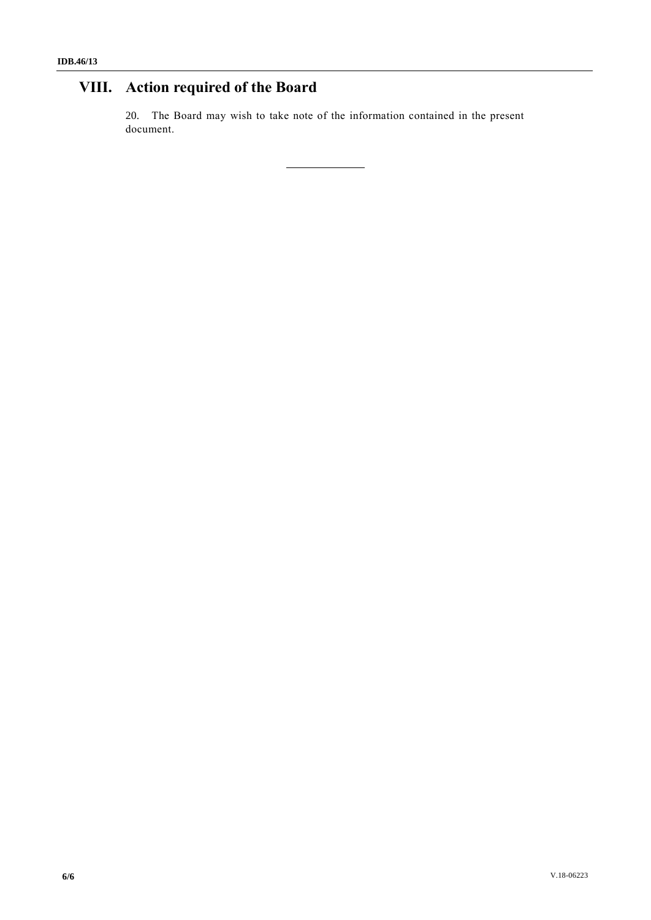# VIII. Action required of the Board

20. The Board may wish to take note of the information contained in the present document.